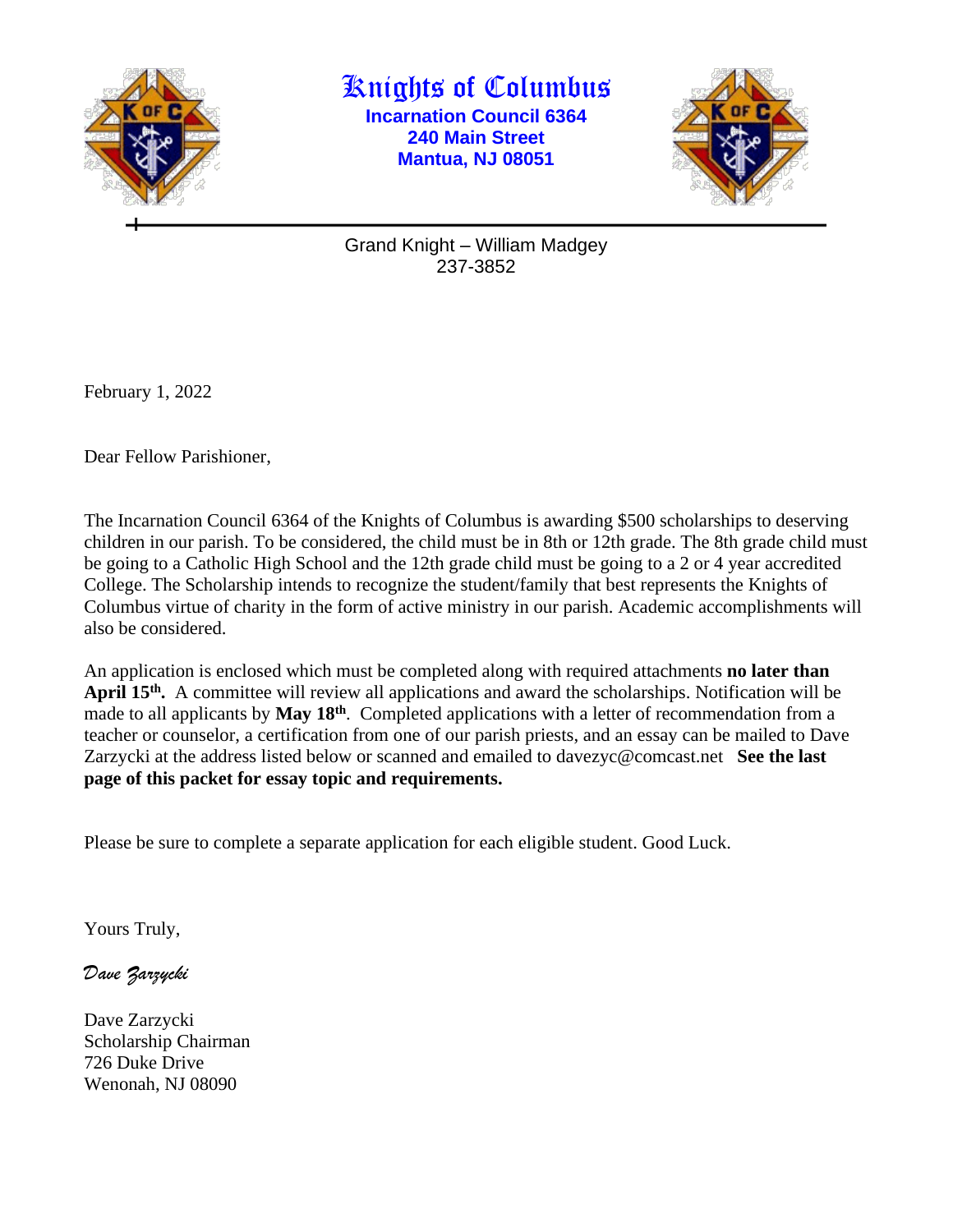# Knights of Columbus

**Incarnation Council 6364**
**240 Main Street**
**Mantua, NJ 08051**

Grand Knight – William Madgey
237-3852

February 1, 2022

Dear Fellow Parishioner,

The Incarnation Council 6364 of the Knights of Columbus is awarding $500 scholarships to deserving children in our parish. To be considered, the child must be in 8th or 12th grade. The 8th grade child must be going to a Catholic High School and the 12th grade child must be going to a 2 or 4 year accredited College. The Scholarship intends to recognize the student/family that best represents the Knights of Columbus virtue of charity in the form of active ministry in our parish. Academic accomplishments will also be considered.

An application is enclosed which must be completed along with required attachments **no later than April 15th.** A committee will review all applications and award the scholarships. Notification will be made to all applicants by **May 18th**. Completed applications with a letter of recommendation from a teacher or counselor, a certification from one of our parish priests, and an essay can be mailed to Dave Zarzycki at the address listed below or scanned and emailed to davezyc@comcast.net **See the last page of this packet for essay topic and requirements.**

Please be sure to complete a separate application for each eligible student. Good Luck.

Yours Truly,

*Dave Zarzycki*

Dave Zarzycki
Scholarship Chairman
726 Duke Drive
Wenonah, NJ 08090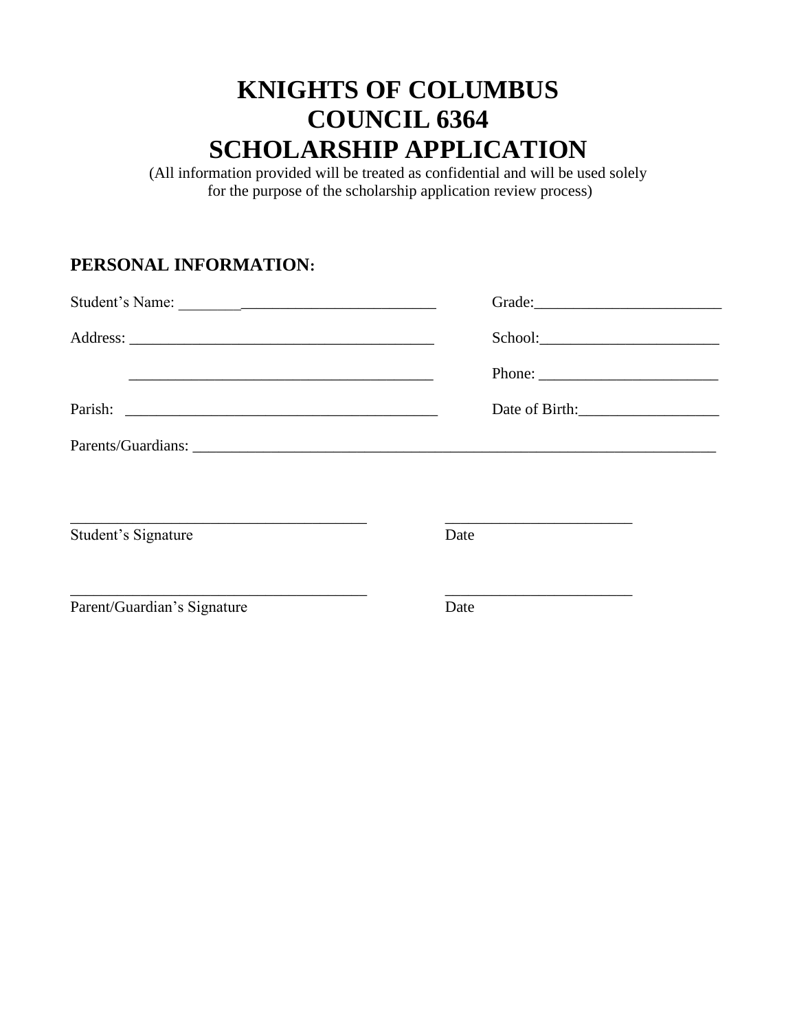# KNIGHTS OF COLUMBUS
# COUNCIL 6364
# SCHOLARSHIP APPLICATION

(All information provided will be treated as confidential and will be used solely for the purpose of the scholarship application review process)

## PERSONAL INFORMATION:

Student's Name: __________________________________ Grade:________________________

Address: ________________________________________ School:_______________________

________________________________________ Phone: _______________________

Parish: _________________________________________ Date of Birth:__________________

Parents/Guardians: _____________________________________________________________________

______________________________________ ________________________
Student's Signature Date

______________________________________ ________________________
Parent/Guardian's Signature Date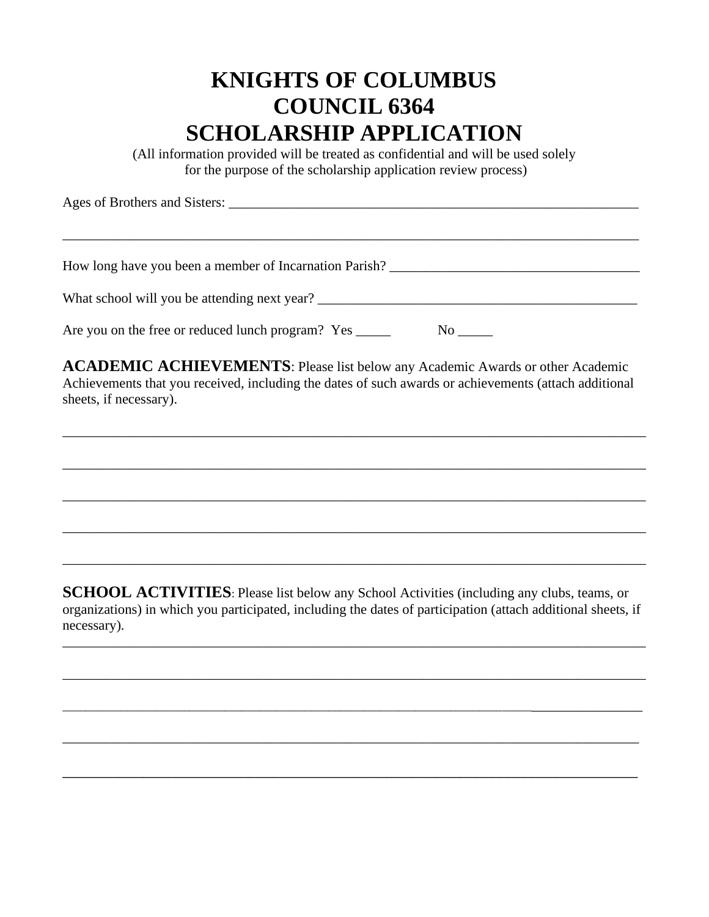# KNIGHTS OF COLUMBUS
# COUNCIL 6364
# SCHOLARSHIP APPLICATION

(All information provided will be treated as confidential and will be used solely for the purpose of the scholarship application review process)

Ages of Brothers and Sisters: ___________________________________________________________

_____________________________________________________________________________________

How long have you been a member of Incarnation Parish? ___________________________________

What school will you be attending next year? _____________________________________________

Are you on the free or reduced lunch program? Yes _____ No _____

**ACADEMIC ACHIEVEMENTS**: Please list below any Academic Awards or other Academic Achievements that you received, including the dates of such awards or achievements (attach additional sheets, if necessary).

_____________________________________________________________________________________

_____________________________________________________________________________________

_____________________________________________________________________________________

_____________________________________________________________________________________

_____________________________________________________________________________________

**SCHOOL ACTIVITIES**: Please list below any School Activities (including any clubs, teams, or organizations) in which you participated, including the dates of participation (attach additional sheets, if necessary).

_____________________________________________________________________________________

_____________________________________________________________________________________

_____________________________________________________________________________________

_____________________________________________________________________________________

_____________________________________________________________________________________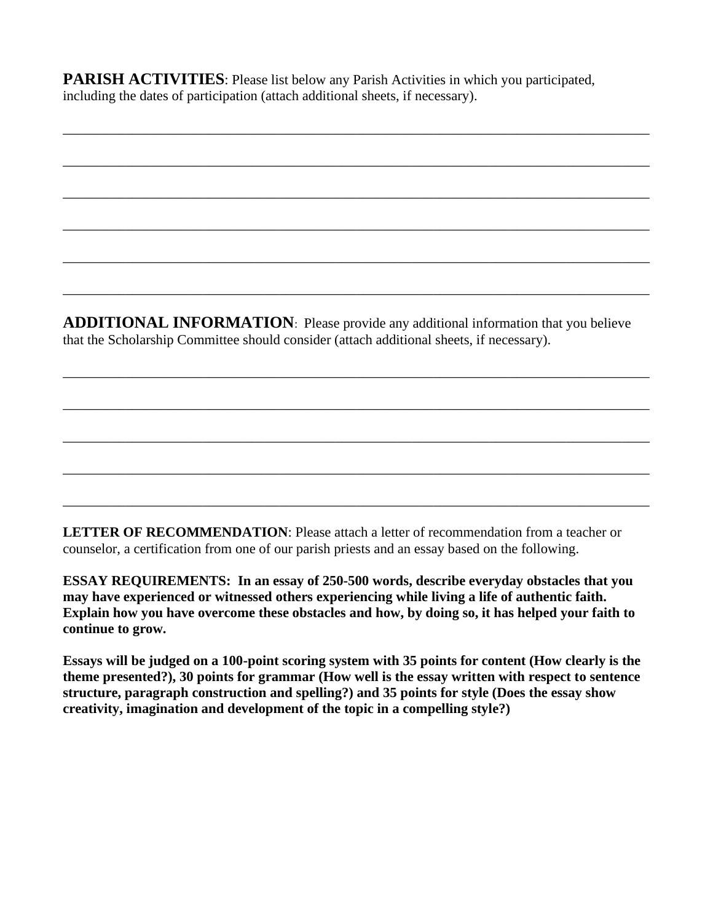**PARISH ACTIVITIES**: Please list below any Parish Activities in which you participated, including the dates of participation (attach additional sheets, if necessary).

_______________________________________________________________________________

_______________________________________________________________________________

_______________________________________________________________________________

_______________________________________________________________________________

_______________________________________________________________________________

_______________________________________________________________________________

**ADDITIONAL INFORMATION**: Please provide any additional information that you believe that the Scholarship Committee should consider (attach additional sheets, if necessary).

_______________________________________________________________________________

_______________________________________________________________________________

_______________________________________________________________________________

_______________________________________________________________________________

_______________________________________________________________________________

**LETTER OF RECOMMENDATION**: Please attach a letter of recommendation from a teacher or counselor, a certification from one of our parish priests and an essay based on the following.

**ESSAY REQUIREMENTS: In an essay of 250-500 words, describe everyday obstacles that you may have experienced or witnessed others experiencing while living a life of authentic faith. Explain how you have overcome these obstacles and how, by doing so, it has helped your faith to continue to grow.**

**Essays will be judged on a 100-point scoring system with 35 points for content (How clearly is the theme presented?), 30 points for grammar (How well is the essay written with respect to sentence structure, paragraph construction and spelling?) and 35 points for style (Does the essay show creativity, imagination and development of the topic in a compelling style?)**